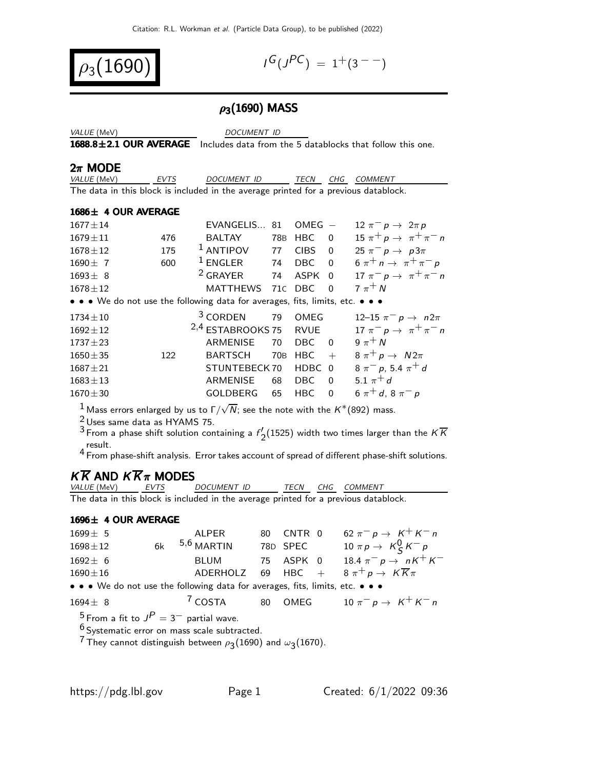Citation: R.L. Workman et al. (Particle Data Group), to be published (2022)

# $\rho_3(1690)$

$I^G(J^{PC}) = 1^+(3^{--})$

## $\rho_3$(1690) MASS

| VALUE (MeV) | DOCUMENT ID |
|---|---|
| **1688.8±2.1 OUR AVERAGE** | Includes data from the 5 datablocks that follow this one. |

### $2\pi$ MODE

The data in this block is included in the average printed for a previous datablock.

| VALUE (MeV) | EVTS | DOCUMENT ID | | TECN | CHG | COMMENT |
|---|---|---|---|---|---|---|
| **1686± 4 OUR AVERAGE** | | | | | | |
| 1677±14 | | EVANGELIS... | 81 | OMEG | − | 12 $\pi^- p \to 2\pi p$ |
| 1679±11 | 476 | BALTAY | 78B | HBC | 0 | 15 $\pi^+ p \to \pi^+ \pi^- n$ |
| 1678±12 | 175 | [1] ANTIPOV | 77 | CIBS | 0 | 25 $\pi^- p \to p 3\pi$ |
| 1690± 7 | 600 | [1] ENGLER | 74 | DBC | 0 | 6 $\pi^+ n \to \pi^+ \pi^- p$ |
| 1693± 8 | | [2] GRAYER | 74 | ASPK | 0 | 17 $\pi^- p \to \pi^+ \pi^- n$ |
| 1678±12 | | MATTHEWS | 71C | DBC | 0 | 7 $\pi^+ N$ |
| • • • We do not use the following data for averages, fits, limits, etc. • • • | | | | | | |
| 1734±10 | | [3] CORDEN | 79 | OMEG | | 12–15 $\pi^- p \to n 2\pi$ |
| 1692±12 | | [2,4] ESTABROOKS | 75 | RVUE | | 17 $\pi^- p \to \pi^+ \pi^- n$ |
| 1737±23 | | ARMENISE | 70 | DBC | 0 | 9 $\pi^+ N$ |
| 1650±35 | 122 | BARTSCH | 70B | HBC | + | 8 $\pi^+ p \to N 2\pi$ |
| 1687±21 | | STUNTEBECK | 70 | HDBC | 0 | 8 $\pi^- p$, 5.4 $\pi^+ d$ |
| 1683±13 | | ARMENISE | 68 | DBC | 0 | 5.1 $\pi^+ d$ |
| 1670±30 | | GOLDBERG | 65 | HBC | 0 | 6 $\pi^+ d$, 8 $\pi^- p$ |

[1] Mass errors enlarged by us to $\Gamma/\sqrt{N}$; see the note with the $K^*(892)$ mass.
[2] Uses same data as HYAMS 75.
[3] From a phase shift solution containing a $f'_2(1525)$ width two times larger than the $K\overline{K}$ result.
[4] From phase-shift analysis. Error takes account of spread of different phase-shift solutions.

### $K\overline{K}$ AND $K\overline{K}\pi$ MODES

The data in this block is included in the average printed for a previous datablock.

| VALUE (MeV) | EVTS | DOCUMENT ID | | TECN | CHG | COMMENT |
|---|---|---|---|---|---|---|
| **1696± 4 OUR AVERAGE** | | | | | | |
| 1699± 5 | | ALPER | 80 | CNTR | 0 | 62 $\pi^- p \to K^+ K^- n$ |
| 1698±12 | 6k | [5,6] MARTIN | 78D | SPEC | | 10 $\pi p \to K^0_S K^- p$ |
| 1692± 6 | | BLUM | 75 | ASPK | 0 | 18.4 $\pi^- p \to n K^+ K^-$ |
| 1690±16 | | ADERHOLZ | 69 | HBC | + | 8 $\pi^+ p \to K\overline{K}\pi$ |
| • • • We do not use the following data for averages, fits, limits, etc. • • • | | | | | | |
| 1694± 8 | | [7] COSTA | 80 | OMEG | | 10 $\pi^- p \to K^+ K^- n$ |

[5] From a fit to $J^P = 3^-$ partial wave.
[6] Systematic error on mass scale subtracted.
[7] They cannot distinguish between $\rho_3(1690)$ and $\omega_3(1670)$.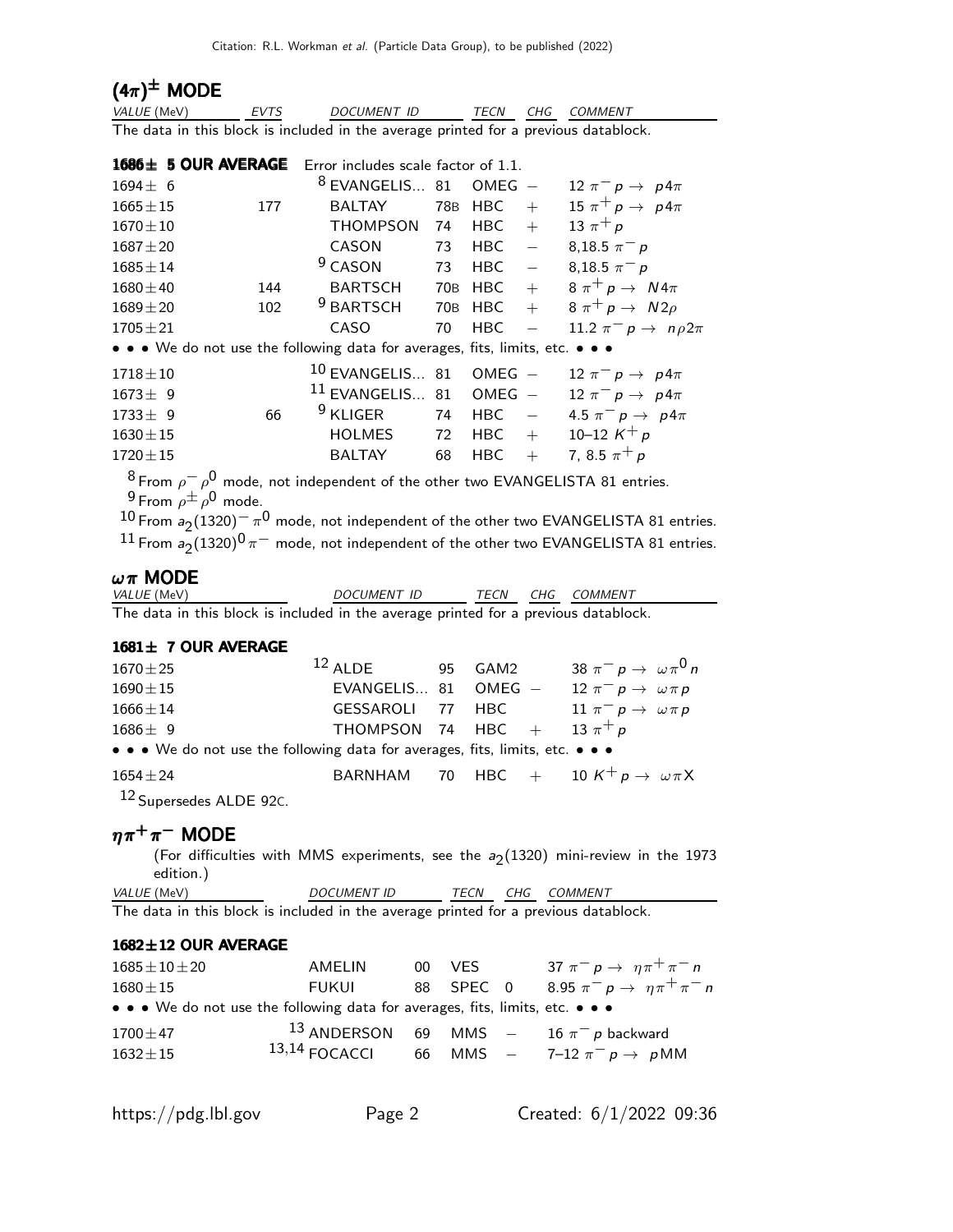## $(4\pi)^{\pm}$ MODE

| VALUE (MeV) | EVTS | DOCUMENT ID | | TECN | CHG | COMMENT |
|---|---|---|---|---|---|---|

The data in this block is included in the average printed for a previous datablock.

**1686 ± 5 OUR AVERAGE** Error includes scale factor of 1.1.

| VALUE (MeV) | EVTS | DOCUMENT ID | | TECN | CHG | COMMENT |
|---|---|---|---|---|---|---|
| $1694 \pm 6$ | | [8] EVANGELIS... | 81 | OMEG | $-$ | $12\ \pi^- p \to\ p 4\pi$ |
| $1665 \pm 15$ | 177 | BALTAY | 78B | HBC | $+$ | $15\ \pi^+ p \to\ p 4\pi$ |
| $1670 \pm 10$ | | THOMPSON | 74 | HBC | $+$ | $13\ \pi^+ p$ |
| $1687 \pm 20$ | | CASON | 73 | HBC | $-$ | $8,18.5\ \pi^- p$ |
| $1685 \pm 14$ | | [9] CASON | 73 | HBC | $-$ | $8,18.5\ \pi^- p$ |
| $1680 \pm 40$ | 144 | BARTSCH | 70B | HBC | $+$ | $8\ \pi^+ p \to\ N 4\pi$ |
| $1689 \pm 20$ | 102 | [9] BARTSCH | 70B | HBC | $+$ | $8\ \pi^+ p \to\ N 2\rho$ |
| $1705 \pm 21$ | | CASO | 70 | HBC | $-$ | $11.2\ \pi^- p \to\ n \rho 2\pi$ |

• • • We do not use the following data for averages, fits, limits, etc. • • •

| VALUE (MeV) | EVTS | DOCUMENT ID | | TECN | CHG | COMMENT |
|---|---|---|---|---|---|---|
| $1718 \pm 10$ | | [10] EVANGELIS... | 81 | OMEG | $-$ | $12\ \pi^- p \to\ p 4\pi$ |
| $1673 \pm 9$ | | [11] EVANGELIS... | 81 | OMEG | $-$ | $12\ \pi^- p \to\ p 4\pi$ |
| $1733 \pm 9$ | 66 | [9] KLIGER | 74 | HBC | $-$ | $4.5\ \pi^- p \to\ p 4\pi$ |
| $1630 \pm 15$ | | HOLMES | 72 | HBC | $+$ | 10–12 $K^+ p$ |
| $1720 \pm 15$ | | BALTAY | 68 | HBC | $+$ | 7, 8.5 $\pi^+ p$ |

[8] From $\rho^- \rho^0$ mode, not independent of the other two EVANGELISTA 81 entries.

[9] From $\rho^{\pm} \rho^0$ mode.

[10] From $a_2(1320)^- \pi^0$ mode, not independent of the other two EVANGELISTA 81 entries.

[11] From $a_2(1320)^0 \pi^-$ mode, not independent of the other two EVANGELISTA 81 entries.

## $\omega\pi$ MODE

The data in this block is included in the average printed for a previous datablock.

**1681 ± 7 OUR AVERAGE**

| VALUE (MeV) | DOCUMENT ID | | TECN | CHG | COMMENT |
|---|---|---|---|---|---|
| $1670 \pm 25$ | [12] ALDE | 95 | GAM2 | | $38\ \pi^- p \to\ \omega \pi^0 n$ |
| $1690 \pm 15$ | EVANGELIS... | 81 | OMEG | $-$ | $12\ \pi^- p \to\ \omega \pi p$ |
| $1666 \pm 14$ | GESSAROLI | 77 | HBC | | $11\ \pi^- p \to\ \omega \pi p$ |
| $1686 \pm 9$ | THOMPSON | 74 | HBC | $+$ | $13\ \pi^+ p$ |

• • • We do not use the following data for averages, fits, limits, etc. • • •

| VALUE (MeV) | DOCUMENT ID | | TECN | CHG | COMMENT |
|---|---|---|---|---|---|
| $1654 \pm 24$ | BARNHAM | 70 | HBC | $+$ | $10\ K^+ p \to\ \omega \pi X$ |

[12] Supersedes ALDE 92C.

## $\eta\pi^+\pi^-$ MODE

(For difficulties with MMS experiments, see the $a_2(1320)$ mini-review in the 1973 edition.)

The data in this block is included in the average printed for a previous datablock.

**1682 ± 12 OUR AVERAGE**

| VALUE (MeV) | DOCUMENT ID | | TECN | CHG | COMMENT |
|---|---|---|---|---|---|
| $1685 \pm 10 \pm 20$ | AMELIN | 00 | VES | | $37\ \pi^- p \to\ \eta \pi^+ \pi^- n$ |
| $1680 \pm 15$ | FUKUI | 88 | SPEC | 0 | $8.95\ \pi^- p \to\ \eta \pi^+ \pi^- n$ |

• • • We do not use the following data for averages, fits, limits, etc. • • •

| VALUE (MeV) | DOCUMENT ID | | TECN | CHG | COMMENT |
|---|---|---|---|---|---|
| $1700 \pm 47$ | [13] ANDERSON | 69 | MMS | $-$ | $16\ \pi^- p$ backward |
| $1632 \pm 15$ | [13,14] FOCACCI | 66 | MMS | $-$ | 7–12 $\pi^- p \to\ p$MM |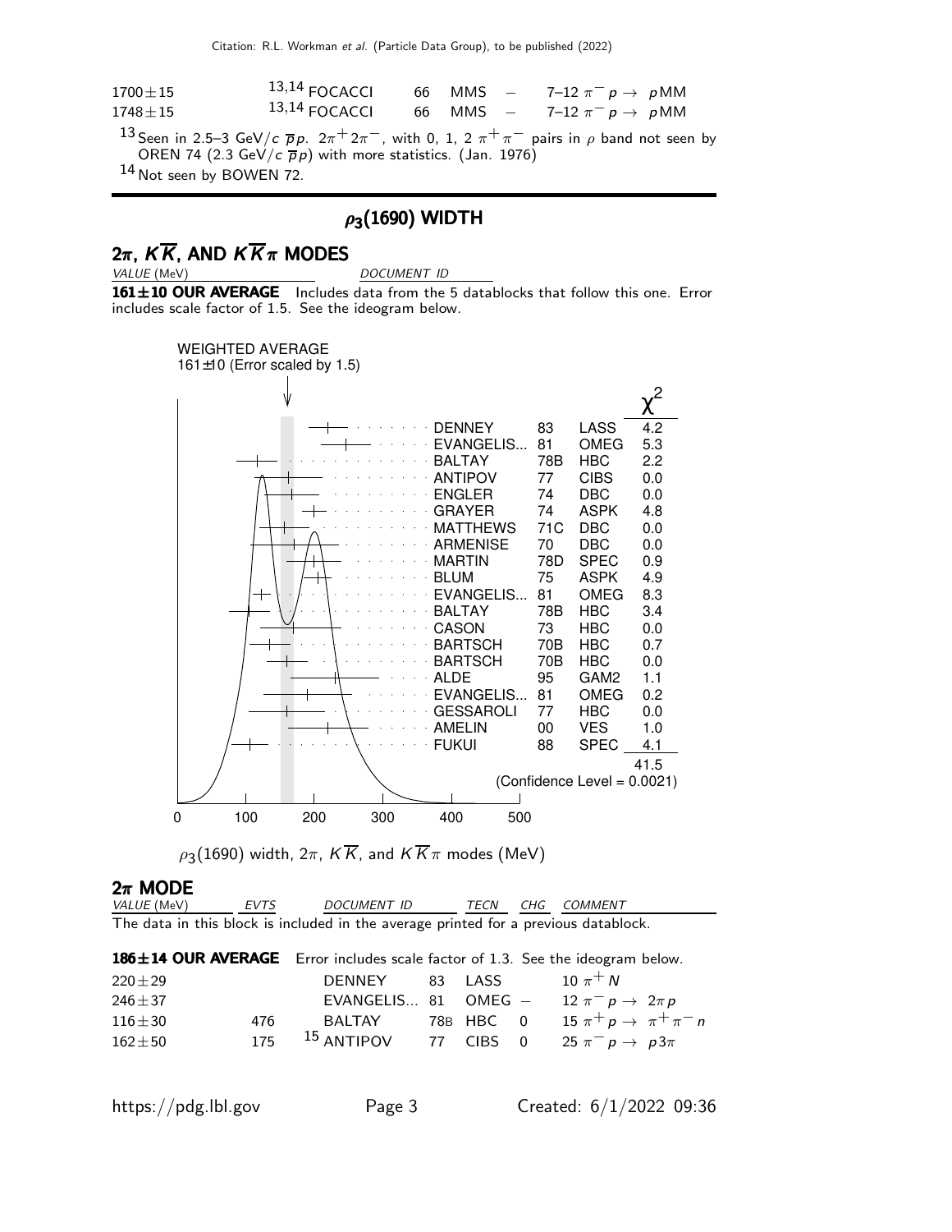| | | | | | |
|---|---|---|---|---|---|
| $1700 \pm 15$ | [13,14] FOCACCI | 66 | MMS | $-$ | 7–12 $\pi^- p \rightarrow p$MM |
| $1748 \pm 15$ | [13,14] FOCACCI | 66 | MMS | $-$ | 7–12 $\pi^- p \rightarrow p$MM |

[13] Seen in 2.5–3 GeV/$c$ $\overline{p}p$. $2\pi^+ 2\pi^-$, with 0, 1, 2 $\pi^+\pi^-$ pairs in $\rho$ band not seen by OREN 74 (2.3 GeV/$c$ $\overline{p}p$) with more statistics. (Jan. 1976)

[14] Not seen by BOWEN 72.

## $\rho_3(1690)$ WIDTH

### $2\pi$, $K\overline{K}$, AND $K\overline{K}\pi$ MODES

| VALUE (MeV) | DOCUMENT ID |
|---|---|

**161±10 OUR AVERAGE** Includes data from the 5 datablocks that follow this one. Error includes scale factor of 1.5. See the ideogram below.

WEIGHTED AVERAGE
161±10 (Error scaled by 1.5)

| Document | Year | TECN | $\chi^2$ |
|---|---|---|---|
| DENNEY | 83 | LASS | 4.2 |
| EVANGELIS... | 81 | OMEG | 5.3 |
| BALTAY | 78B | HBC | 2.2 |
| ANTIPOV | 77 | CIBS | 0.0 |
| ENGLER | 74 | DBC | 0.0 |
| GRAYER | 74 | ASPK | 4.8 |
| MATTHEWS | 71C | DBC | 0.0 |
| ARMENISE | 70 | DBC | 0.0 |
| MARTIN | 78D | SPEC | 0.9 |
| BLUM | 75 | ASPK | 4.9 |
| EVANGELIS... | 81 | OMEG | 8.3 |
| BALTAY | 78B | HBC | 3.4 |
| CASON | 73 | HBC | 0.0 |
| BARTSCH | 70B | HBC | 0.7 |
| BARTSCH | 70B | HBC | 0.0 |
| ALDE | 95 | GAM2 | 1.1 |
| EVANGELIS... | 81 | OMEG | 0.2 |
| GESSAROLI | 77 | HBC | 0.0 |
| AMELIN | 00 | VES | 1.0 |
| FUKUI | 88 | SPEC | 4.1 |
| | | | 41.5 |

(Confidence Level = 0.0021)

$\rho_3(1690)$ width, $2\pi$, $K\overline{K}$, and $K\overline{K}\pi$ modes (MeV)

### $2\pi$ MODE

| VALUE (MeV) | EVTS | DOCUMENT ID | | TECN | CHG | COMMENT |
|---|---|---|---|---|---|---|

The data in this block is included in the average printed for a previous datablock.

**186±14 OUR AVERAGE** Error includes scale factor of 1.3. See the ideogram below.

| VALUE (MeV) | EVTS | DOCUMENT ID | | TECN | CHG | COMMENT |
|---|---|---|---|---|---|---|
| $220 \pm 29$ | | DENNEY | 83 | LASS | | 10 $\pi^+ N$ |
| $246 \pm 37$ | | EVANGELIS... | 81 | OMEG | $-$ | 12 $\pi^- p \rightarrow 2\pi p$ |
| $116 \pm 30$ | 476 | BALTAY | 78B | HBC | 0 | 15 $\pi^+ p \rightarrow \pi^+\pi^- n$ |
| $162 \pm 50$ | 175 | [15] ANTIPOV | 77 | CIBS | 0 | 25 $\pi^- p \rightarrow p 3\pi$ |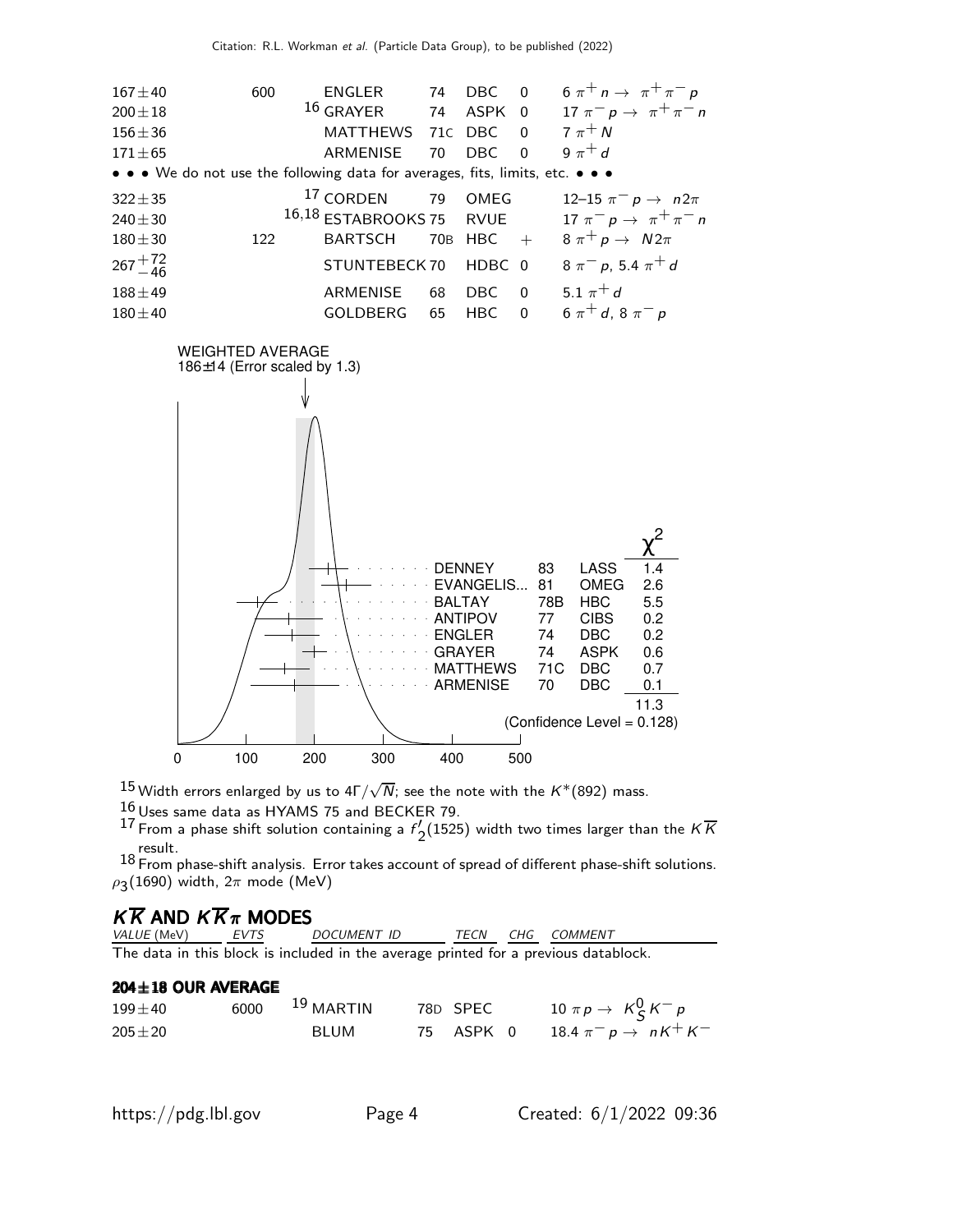| VALUE (MeV) | EVTS | DOCUMENT ID | | TECN | CHG | COMMENT |
|---|---|---|---|---|---|---|
| $167\pm40$ | 600 | ENGLER | 74 | DBC | 0 | $6\ \pi^+ n \to \pi^+\pi^- p$ |
| $200\pm18$ | | [16] GRAYER | 74 | ASPK | 0 | $17\ \pi^- p \to \pi^+\pi^- n$ |
| $156\pm36$ | | MATTHEWS | 71C | DBC | 0 | $7\ \pi^+ N$ |
| $171\pm65$ | | ARMENISE | 70 | DBC | 0 | $9\ \pi^+ d$ |
| • • • We do not use the following data for averages, fits, limits, etc. • • • | | | | | | |
| $322\pm35$ | | [17] CORDEN | 79 | OMEG | | 12–15 $\pi^- p \to n2\pi$ |
| $240\pm30$ | | [16,18] ESTABROOKS | 75 | RVUE | | $17\ \pi^- p \to \pi^+\pi^- n$ |
| $180\pm30$ | 122 | BARTSCH | 70B | HBC | + | $8\ \pi^+ p \to N2\pi$ |
| $267^{+72}_{-46}$ | | STUNTEBECK | 70 | HDBC | 0 | $8\ \pi^- p$, $5.4\ \pi^+ d$ |
| $188\pm49$ | | ARMENISE | 68 | DBC | 0 | $5.1\ \pi^+ d$ |
| $180\pm40$ | | GOLDBERG | 65 | HBC | 0 | $6\ \pi^+ d$, $8\ \pi^- p$ |

WEIGHTED AVERAGE
186±14 (Error scaled by 1.3)

| | | | $\chi^2$ |
|---|---|---|---|
| DENNEY | 83 | LASS | 1.4 |
| EVANGELIS... | 81 | OMEG | 2.6 |
| BALTAY | 78B | HBC | 5.5 |
| ANTIPOV | 77 | CIBS | 0.2 |
| ENGLER | 74 | DBC | 0.2 |
| GRAYER | 74 | ASPK | 0.6 |
| MATTHEWS | 71C | DBC | 0.7 |
| ARMENISE | 70 | DBC | 0.1 |
| | | | 11.3 |

(Confidence Level = 0.128)

0 100 200 300 400 500

$\rho_3(1690)$ width, $2\pi$ mode (MeV)

[15] Width errors enlarged by us to $4\Gamma/\sqrt{N}$; see the note with the $K^*(892)$ mass.

[16] Uses same data as HYAMS 75 and BECKER 79.

[17] From a phase shift solution containing a $f_2'(1525)$ width two times larger than the $K\overline{K}$ result.

[18] From phase-shift analysis. Error takes account of spread of different phase-shift solutions.

## $K\overline{K}$ AND $K\overline{K}\pi$ MODES

| VALUE (MeV) | EVTS | DOCUMENT ID | | TECN | CHG | COMMENT |
|---|---|---|---|---|---|---|
| The data in this block is included in the average printed for a previous datablock. | | | | | | |
| **204±18 OUR AVERAGE** | | | | | | |
| $199\pm40$ | 6000 | [19] MARTIN | 78D | SPEC | | $10\ \pi p \to K^0_S K^- p$ |
| $205\pm20$ | | BLUM | 75 | ASPK | 0 | $18.4\ \pi^- p \to nK^+K^-$ |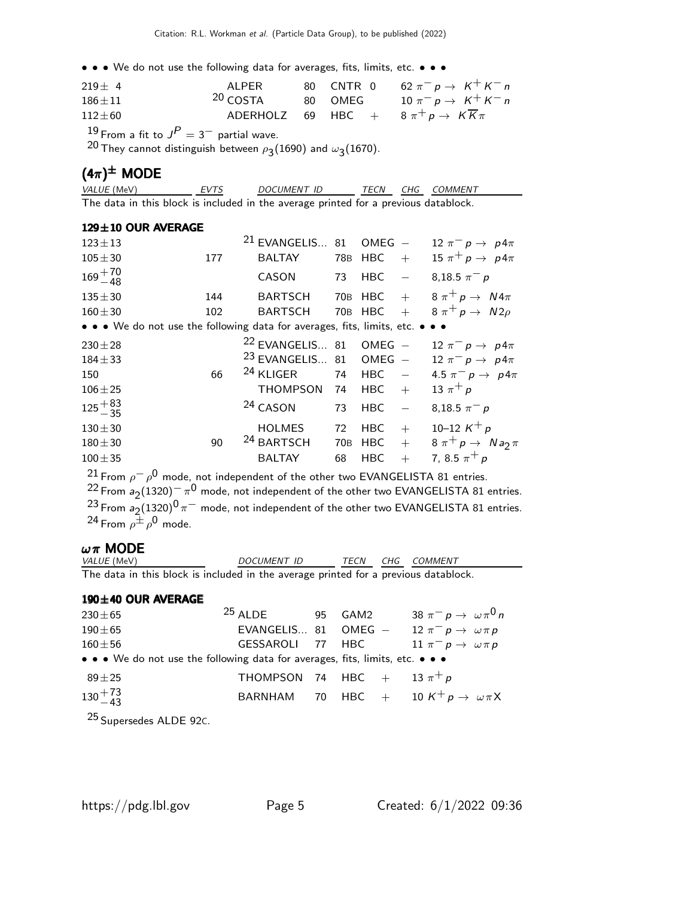• • • We do not use the following data for averages, fits, limits, etc. • • •

| VALUE (MeV) | DOCUMENT ID | | TECN | CHG | COMMENT |
|---|---|---|---|---|---|
| $219 \pm 4$ | ALPER | 80 | CNTR | 0 | 62 $\pi^- p \to K^+ K^- n$ |
| $186 \pm 11$ | [20] COSTA | 80 | OMEG | | 10 $\pi^- p \to K^+ K^- n$ |
| $112 \pm 60$ | ADERHOLZ | 69 | HBC | + | 8 $\pi^+ p \to K \overline{K} \pi$ |

[19] From a fit to $J^P = 3^-$ partial wave.

[20] They cannot distinguish between $\rho_3(1690)$ and $\omega_3(1670)$.

## $(4\pi)^\pm$ MODE

The data in this block is included in the average printed for a previous datablock.

| VALUE (MeV) | EVTS | DOCUMENT ID | | TECN | CHG | COMMENT |
|---|---|---|---|---|---|---|
| **129±10 OUR AVERAGE** | | | | | | |
| $123 \pm 13$ | | [21] EVANGELIS... | 81 | OMEG | − | 12 $\pi^- p \to p 4\pi$ |
| $105 \pm 30$ | 177 | BALTAY | 78B | HBC | + | 15 $\pi^+ p \to p 4\pi$ |
| $169^{+70}_{-48}$ | | CASON | 73 | HBC | − | 8,18.5 $\pi^- p$ |
| $135 \pm 30$ | 144 | BARTSCH | 70B | HBC | + | 8 $\pi^+ p \to N 4\pi$ |
| $160 \pm 30$ | 102 | BARTSCH | 70B | HBC | + | 8 $\pi^+ p \to N 2\rho$ |
| • • • We do not use the following data for averages, fits, limits, etc. • • • | | | | | | |
| $230 \pm 28$ | | [22] EVANGELIS... | 81 | OMEG | − | 12 $\pi^- p \to p 4\pi$ |
| $184 \pm 33$ | | [23] EVANGELIS... | 81 | OMEG | − | 12 $\pi^- p \to p 4\pi$ |
| 150 | 66 | [24] KLIGER | 74 | HBC | − | 4.5 $\pi^- p \to p 4\pi$ |
| $106 \pm 25$ | | THOMPSON | 74 | HBC | + | 13 $\pi^+ p$ |
| $125^{+83}_{-35}$ | | [24] CASON | 73 | HBC | − | 8,18.5 $\pi^- p$ |
| $130 \pm 30$ | | HOLMES | 72 | HBC | + | 10–12 $K^+ p$ |
| $180 \pm 30$ | 90 | [24] BARTSCH | 70B | HBC | + | 8 $\pi^+ p \to N a_2 \pi$ |
| $100 \pm 35$ | | BALTAY | 68 | HBC | + | 7, 8.5 $\pi^+ p$ |

[21] From $\rho^- \rho^0$ mode, not independent of the other two EVANGELISTA 81 entries.

[22] From $a_2(1320)^- \pi^0$ mode, not independent of the other two EVANGELISTA 81 entries.

[23] From $a_2(1320)^0 \pi^-$ mode, not independent of the other two EVANGELISTA 81 entries.

[24] From $\rho^\pm \rho^0$ mode.

## $\omega\pi$ MODE

The data in this block is included in the average printed for a previous datablock.

| VALUE (MeV) | DOCUMENT ID | | TECN | CHG | COMMENT |
|---|---|---|---|---|---|
| **190±40 OUR AVERAGE** | | | | | |
| $230 \pm 65$ | [25] ALDE | 95 | GAM2 | | 38 $\pi^- p \to \omega \pi^0 n$ |
| $190 \pm 65$ | EVANGELIS... | 81 | OMEG | − | 12 $\pi^- p \to \omega \pi p$ |
| $160 \pm 56$ | GESSAROLI | 77 | HBC | | 11 $\pi^- p \to \omega \pi p$ |
| • • • We do not use the following data for averages, fits, limits, etc. • • • | | | | | |
| $89 \pm 25$ | THOMPSON | 74 | HBC | + | 13 $\pi^+ p$ |
| $130^{+73}_{-43}$ | BARNHAM | 70 | HBC | + | 10 $K^+ p \to \omega \pi X$ |

[25] Supersedes ALDE 92C.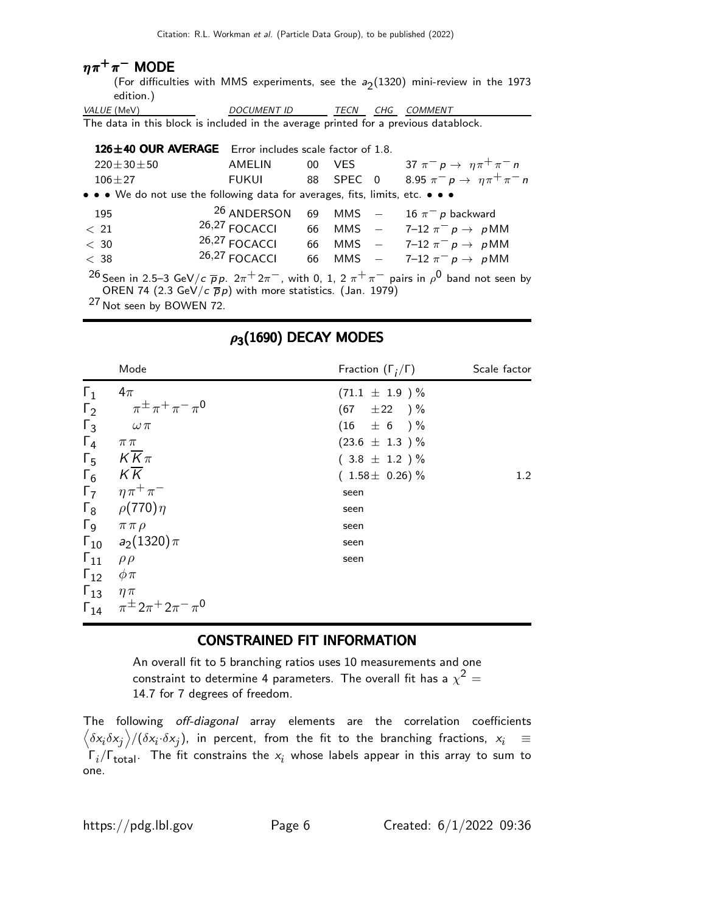## $\eta\pi^+\pi^-$ MODE

(For difficulties with MMS experiments, see the $a_2(1320)$ mini-review in the 1973 edition.)

| VALUE (MeV) | DOCUMENT ID | | TECN | CHG | COMMENT |
|---|---|---|---|---|---|
| The data in this block is included in the average printed for a previous datablock. | | | | | |
| **126±40 OUR AVERAGE** Error includes scale factor of 1.8. | | | | | |
| 220±30±50 | AMELIN | 00 | VES | | 37 $\pi^- p \to \eta\pi^+\pi^- n$ |
| 106±27 | FUKUI | 88 | SPEC | 0 | 8.95 $\pi^- p \to \eta\pi^+\pi^- n$ |
| • • • We do not use the following data for averages, fits, limits, etc. • • • | | | | | |
| 195 | [26] ANDERSON | 69 | MMS | $-$ | 16 $\pi^- p$ backward |
| < 21 | [26,27] FOCACCI | 66 | MMS | $-$ | 7–12 $\pi^- p \to p$MM |
| < 30 | [26,27] FOCACCI | 66 | MMS | $-$ | 7–12 $\pi^- p \to p$MM |
| < 38 | [26,27] FOCACCI | 66 | MMS | $-$ | 7–12 $\pi^- p \to p$MM |

[26] Seen in 2.5–3 GeV/$c$ $\overline{p}p$. $2\pi^+2\pi^-$, with 0, 1, 2 $\pi^+\pi^-$ pairs in $\rho^0$ band not seen by OREN 74 (2.3 GeV/$c$ $\overline{p}p$) with more statistics. (Jan. 1979)

[27] Not seen by BOWEN 72.

## $\rho_3(1690)$ DECAY MODES

| | Mode | Fraction ($\Gamma_i/\Gamma$) | Scale factor |
|---|---|---|---|
| $\Gamma_1$ | $4\pi$ | (71.1 ± 1.9 ) % | |
| $\Gamma_2$ | $\pi^\pm\pi^+\pi^-\pi^0$ | (67 ±22 ) % | |
| $\Gamma_3$ | $\omega\pi$ | (16 ± 6 ) % | |
| $\Gamma_4$ | $\pi\pi$ | (23.6 ± 1.3 ) % | |
| $\Gamma_5$ | $K\overline{K}\pi$ | ( 3.8 ± 1.2 ) % | |
| $\Gamma_6$ | $K\overline{K}$ | ( 1.58± 0.26) % | 1.2 |
| $\Gamma_7$ | $\eta\pi^+\pi^-$ | seen | |
| $\Gamma_8$ | $\rho(770)\eta$ | seen | |
| $\Gamma_9$ | $\pi\pi\rho$ | seen | |
| $\Gamma_{10}$ | $a_2(1320)\pi$ | seen | |
| $\Gamma_{11}$ | $\rho\rho$ | seen | |
| $\Gamma_{12}$ | $\phi\pi$ | | |
| $\Gamma_{13}$ | $\eta\pi$ | | |
| $\Gamma_{14}$ | $\pi^\pm 2\pi^+ 2\pi^-\pi^0$ | | |

## CONSTRAINED FIT INFORMATION

An overall fit to 5 branching ratios uses 10 measurements and one constraint to determine 4 parameters. The overall fit has a $\chi^2 =$ 14.7 for 7 degrees of freedom.

The following *off-diagonal* array elements are the correlation coefficients $\left\langle\delta x_i \delta x_j\right\rangle/(\delta x_i{\cdot}\delta x_j)$, in percent, from the fit to the branching fractions, $x_i \equiv \Gamma_i/\Gamma_{\text{total}}$. The fit constrains the $x_i$ whose labels appear in this array to sum to one.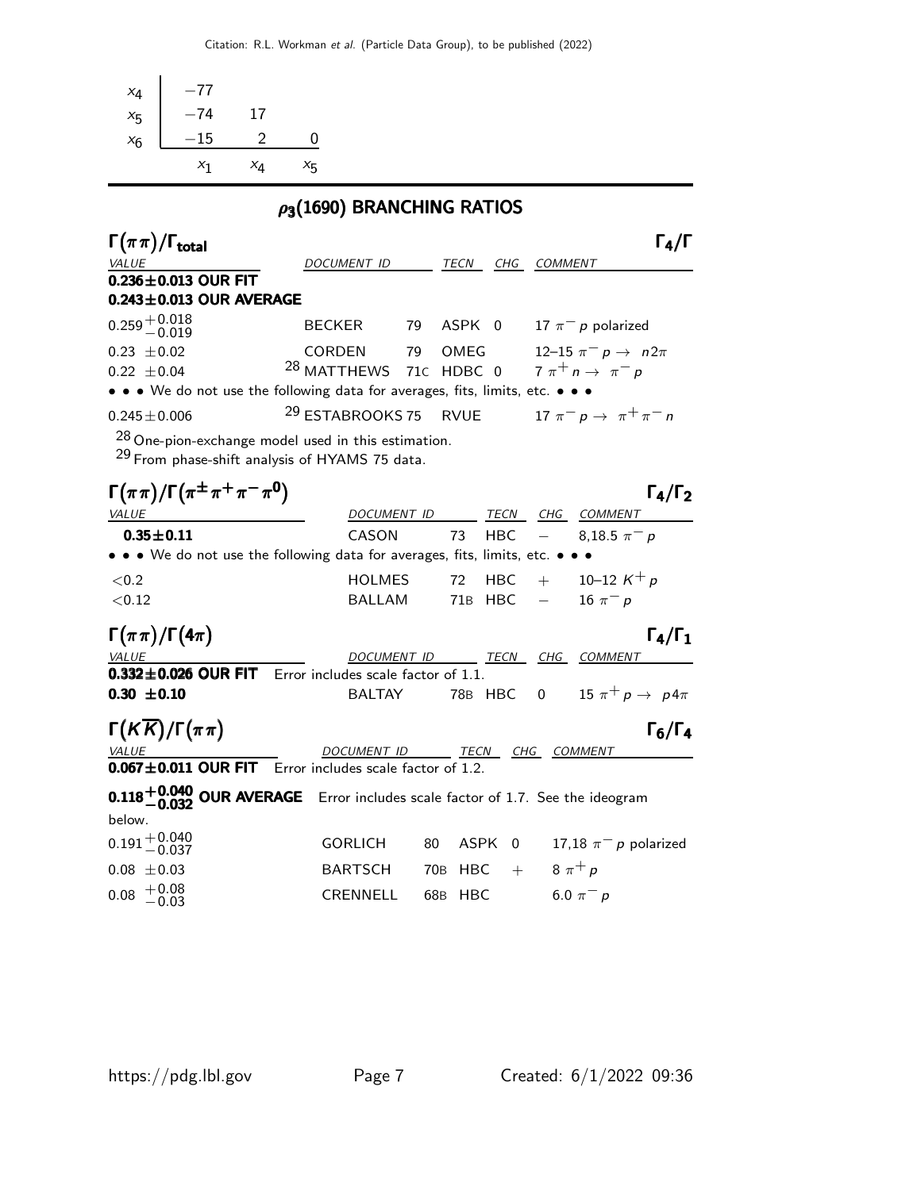| | | | |
|---|---|---|---|
| $x_4$ | −77 | | |
| $x_5$ | −74 | 17 | |
| $x_6$ | −15 | 2 | 0 |
| | $x_1$ | $x_4$ | $x_5$ |

## $\rho_3(1690)$ BRANCHING RATIOS

### $\Gamma(\pi\pi)/\Gamma_{\text{total}}$ — $\Gamma_4/\Gamma$

| VALUE | DOCUMENT ID | | TECN | CHG | COMMENT |
|---|---|---|---|---|---|
| **0.236±0.013 OUR FIT** | | | | | |
| **0.243±0.013 OUR AVERAGE** | | | | | |
| $0.259^{+0.018}_{-0.019}$ | BECKER | 79 | ASPK | 0 | 17 $\pi^- p$ polarized |
| 0.23 ±0.02 | CORDEN | 79 | OMEG | | 12–15 $\pi^- p \rightarrow n 2\pi$ |
| 0.22 ±0.04 | [28] MATTHEWS | 71C | HDBC | 0 | 7 $\pi^+ n \rightarrow \pi^- p$ |
| • • • We do not use the following data for averages, fits, limits, etc. • • • | | | | | |
| 0.245±0.006 | [29] ESTABROOKS | 75 | RVUE | | 17 $\pi^- p \rightarrow \pi^+\pi^- n$ |

[28] One-pion-exchange model used in this estimation.
[29] From phase-shift analysis of HYAMS 75 data.

### $\Gamma(\pi\pi)/\Gamma(\pi^\pm\pi^+\pi^-\pi^0)$ — $\Gamma_4/\Gamma_2$

| VALUE | DOCUMENT ID | | TECN | CHG | COMMENT |
|---|---|---|---|---|---|
| **0.35±0.11** | CASON | 73 | HBC | − | 8,18.5 $\pi^- p$ |
| • • • We do not use the following data for averages, fits, limits, etc. • • • | | | | | |
| <0.2 | HOLMES | 72 | HBC | + | 10–12 $K^+ p$ |
| <0.12 | BALLAM | 71B | HBC | − | 16 $\pi^- p$ |

### $\Gamma(\pi\pi)/\Gamma(4\pi)$ — $\Gamma_4/\Gamma_1$

| VALUE | DOCUMENT ID | | TECN | CHG | COMMENT |
|---|---|---|---|---|---|
| **0.332±0.026 OUR FIT** Error includes scale factor of 1.1. | | | | | |
| **0.30 ±0.10** | BALTAY | 78B | HBC | 0 | 15 $\pi^+ p \rightarrow p 4\pi$ |

### $\Gamma(K\overline{K})/\Gamma(\pi\pi)$ — $\Gamma_6/\Gamma_4$

| VALUE | DOCUMENT ID | | TECN | CHG | COMMENT |
|---|---|---|---|---|---|
| **0.067±0.011 OUR FIT** Error includes scale factor of 1.2. | | | | | |
| $\mathbf{0.118^{+0.040}_{-0.032}}$ **OUR AVERAGE** Error includes scale factor of 1.7. See the ideogram below. | | | | | |
| $0.191^{+0.040}_{-0.037}$ | GORLICH | 80 | ASPK | 0 | 17,18 $\pi^- p$ polarized |
| 0.08 ±0.03 | BARTSCH | 70B | HBC | + | 8 $\pi^+ p$ |
| $0.08\ ^{+0.08}_{-0.03}$ | CRENNELL | 68B | HBC | | 6.0 $\pi^- p$ |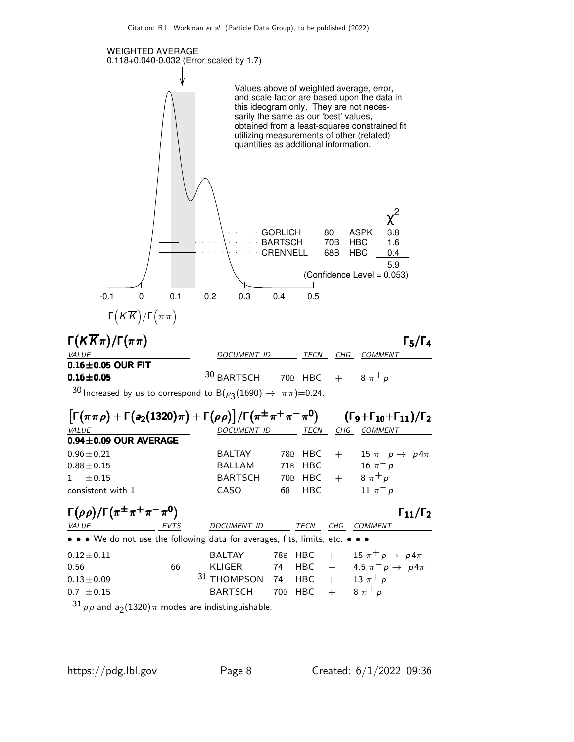WEIGHTED AVERAGE
0.118+0.040-0.032 (Error scaled by 1.7)

Values above of weighted average, error, and scale factor are based upon the data in this ideogram only. They are not necessarily the same as our 'best' values, obtained from a least-squares constrained fit utilizing measurements of other (related) quantities as additional information.

| | | | $\chi^2$ |
|---|---|---|---|
| GORLICH | 80 | ASPK | 3.8 |
| BARTSCH | 70B | HBC | 1.6 |
| CRENNELL | 68B | HBC | 0.4 |
| | | | 5.9 |

(Confidence Level = 0.053)

$\Gamma(K\overline{K})/\Gamma(\pi\pi)$

### $\Gamma(K\overline{K}\pi)/\Gamma(\pi\pi)$ — $\Gamma_5/\Gamma_4$

| VALUE | DOCUMENT ID | | TECN | CHG | COMMENT |
|---|---|---|---|---|---|
| **0.16±0.05 OUR FIT** | | | | | |
| **0.16±0.05** | [30] BARTSCH | 70B | HBC | + | 8 $\pi^+ p$ |

[30] Increased by us to correspond to $B(\rho_3(1690) \rightarrow \pi\pi)$=0.24.

### $\left[\Gamma(\pi\pi\rho) + \Gamma(a_2(1320)\pi) + \Gamma(\rho\rho)\right]/\Gamma(\pi^\pm\pi^+\pi^-\pi^0)$ — $(\Gamma_9+\Gamma_{10}+\Gamma_{11})/\Gamma_2$

| VALUE | DOCUMENT ID | | TECN | CHG | COMMENT |
|---|---|---|---|---|---|
| **0.94±0.09 OUR AVERAGE** | | | | | |
| 0.96±0.21 | BALTAY | 78B | HBC | + | 15 $\pi^+ p \rightarrow p4\pi$ |
| 0.88±0.15 | BALLAM | 71B | HBC | − | 16 $\pi^- p$ |
| 1 ±0.15 | BARTSCH | 70B | HBC | + | 8 $\pi^+ p$ |
| consistent with 1 | CASO | 68 | HBC | − | 11 $\pi^- p$ |

### $\Gamma(\rho\rho)/\Gamma(\pi^\pm\pi^+\pi^-\pi^0)$ — $\Gamma_{11}/\Gamma_2$

| VALUE | EVTS | DOCUMENT ID | | TECN | CHG | COMMENT |
|---|---|---|---|---|---|---|
| • • • We do not use the following data for averages, fits, limits, etc. • • • | | | | | | |
| 0.12±0.11 | | BALTAY | 78B | HBC | + | 15 $\pi^+ p \rightarrow p4\pi$ |
| 0.56 | 66 | KLIGER | 74 | HBC | − | 4.5 $\pi^- p \rightarrow p4\pi$ |
| 0.13±0.09 | | [31] THOMPSON | 74 | HBC | + | 13 $\pi^+ p$ |
| 0.7 ±0.15 | | BARTSCH | 70B | HBC | + | 8 $\pi^+ p$ |

[31] $\rho\rho$ and $a_2(1320)\pi$ modes are indistinguishable.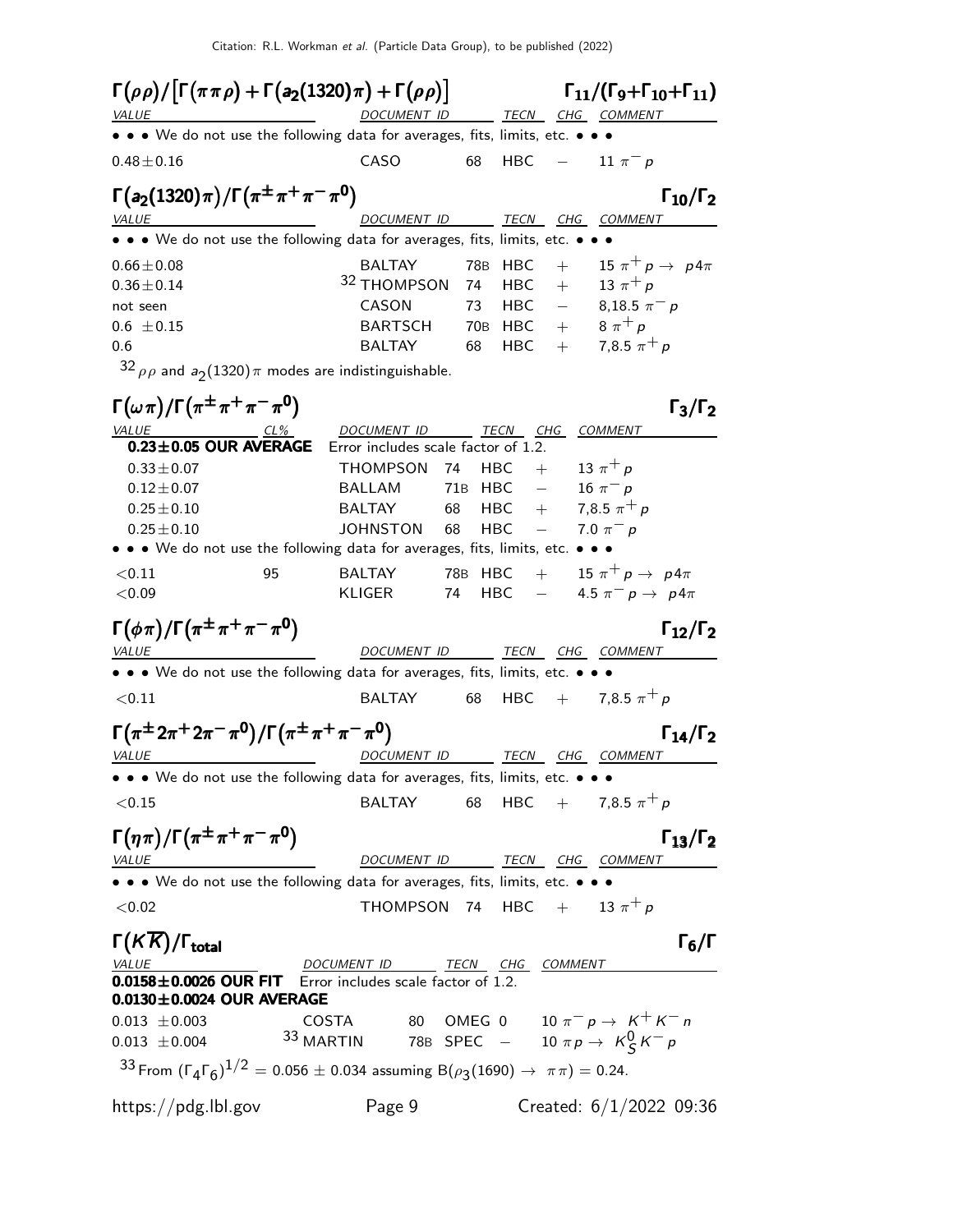### $\Gamma(\rho\rho)/[\Gamma(\pi\pi\rho)+\Gamma(a_2(1320)\pi)+\Gamma(\rho\rho)]$ $\qquad\Gamma_{11}/(\Gamma_9+\Gamma_{10}+\Gamma_{11})$

| VALUE | DOCUMENT ID | | TECN | CHG | COMMENT |
|---|---|---|---|---|---|
| • • • We do not use the following data for averages, fits, limits, etc. • • • | | | | | |
| $0.48\pm0.16$ | CASO | 68 | HBC | − | 11 $\pi^- p$ |

### $\Gamma(a_2(1320)\pi)/\Gamma(\pi^\pm\pi^+\pi^-\pi^0)$ $\qquad\Gamma_{10}/\Gamma_2$

| VALUE | DOCUMENT ID | | TECN | CHG | COMMENT |
|---|---|---|---|---|---|
| • • • We do not use the following data for averages, fits, limits, etc. • • • | | | | | |
| $0.66\pm0.08$ | BALTAY | 78B | HBC | + | 15 $\pi^+ p \rightarrow p 4\pi$ |
| $0.36\pm0.14$ | [32] THOMPSON | 74 | HBC | + | 13 $\pi^+ p$ |
| not seen | CASON | 73 | HBC | − | 8,18.5 $\pi^- p$ |
| $0.6\ \pm0.15$ | BARTSCH | 70B | HBC | + | 8 $\pi^+ p$ |
| 0.6 | BALTAY | 68 | HBC | + | 7,8.5 $\pi^+ p$ |

[32] $\rho\rho$ and $a_2(1320)\pi$ modes are indistinguishable.

### $\Gamma(\omega\pi)/\Gamma(\pi^\pm\pi^+\pi^-\pi^0)$ $\qquad\Gamma_3/\Gamma_2$

| VALUE | CL% | DOCUMENT ID | | TECN | CHG | COMMENT |
|---|---|---|---|---|---|---|
| **0.23±0.05 OUR AVERAGE** | | Error includes scale factor of 1.2. | | | | |
| $0.33\pm0.07$ | | THOMPSON | 74 | HBC | + | 13 $\pi^+ p$ |
| $0.12\pm0.07$ | | BALLAM | 71B | HBC | − | 16 $\pi^- p$ |
| $0.25\pm0.10$ | | BALTAY | 68 | HBC | + | 7,8.5 $\pi^+ p$ |
| $0.25\pm0.10$ | | JOHNSTON | 68 | HBC | − | 7.0 $\pi^- p$ |
| • • • We do not use the following data for averages, fits, limits, etc. • • • | | | | | | |
| $<0.11$ | 95 | BALTAY | 78B | HBC | + | 15 $\pi^+ p \rightarrow p 4\pi$ |
| $<0.09$ | | KLIGER | 74 | HBC | − | 4.5 $\pi^- p \rightarrow p 4\pi$ |

### $\Gamma(\phi\pi)/\Gamma(\pi^\pm\pi^+\pi^-\pi^0)$ $\qquad\Gamma_{12}/\Gamma_2$

| VALUE | DOCUMENT ID | | TECN | CHG | COMMENT |
|---|---|---|---|---|---|
| • • • We do not use the following data for averages, fits, limits, etc. • • • | | | | | |
| $<0.11$ | BALTAY | 68 | HBC | + | 7,8.5 $\pi^+ p$ |

### $\Gamma(\pi^\pm 2\pi^+ 2\pi^- \pi^0)/\Gamma(\pi^\pm\pi^+\pi^-\pi^0)$ $\qquad\Gamma_{14}/\Gamma_2$

| VALUE | DOCUMENT ID | | TECN | CHG | COMMENT |
|---|---|---|---|---|---|
| • • • We do not use the following data for averages, fits, limits, etc. • • • | | | | | |
| $<0.15$ | BALTAY | 68 | HBC | + | 7,8.5 $\pi^+ p$ |

### $\Gamma(\eta\pi)/\Gamma(\pi^\pm\pi^+\pi^-\pi^0)$ $\qquad\Gamma_{13}/\Gamma_2$

| VALUE | DOCUMENT ID | | TECN | CHG | COMMENT |
|---|---|---|---|---|---|
| • • • We do not use the following data for averages, fits, limits, etc. • • • | | | | | |
| $<0.02$ | THOMPSON | 74 | HBC | + | 13 $\pi^+ p$ |

### $\Gamma(K\overline{K})/\Gamma_{\text{total}}$ $\qquad\Gamma_6/\Gamma$

| VALUE | DOCUMENT ID | | TECN | CHG | COMMENT |
|---|---|---|---|---|---|
| **0.0158±0.0026 OUR FIT** | Error includes scale factor of 1.2. | | | | |
| **0.0130±0.0024 OUR AVERAGE** | | | | | |
| $0.013\ \pm0.003$ | COSTA | 80 | OMEG | 0 | 10 $\pi^- p \rightarrow K^+ K^- n$ |
| $0.013\ \pm0.004$ | [33] MARTIN | 78B | SPEC | − | 10 $\pi p \rightarrow K_S^0 K^- p$ |

[33] From $(\Gamma_4\Gamma_6)^{1/2} = 0.056 \pm 0.034$ assuming $B(\rho_3(1690) \rightarrow \pi\pi) = 0.24$.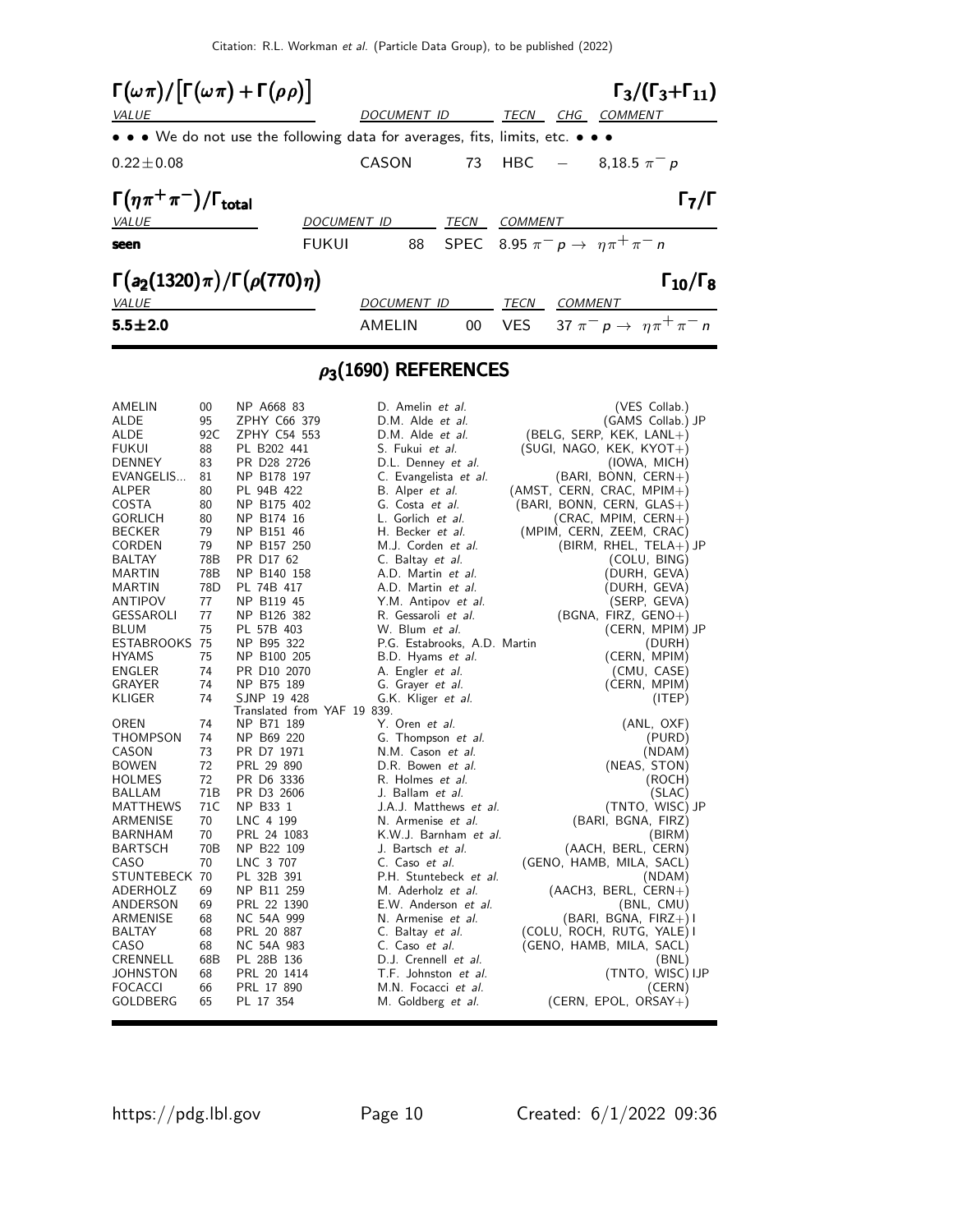### $\Gamma(\omega\pi)/[\Gamma(\omega\pi)+\Gamma(\rho\rho)]$ $\qquad\Gamma_3/(\Gamma_3+\Gamma_{11})$

| VALUE | DOCUMENT ID | | TECN | CHG | COMMENT |
|---|---|---|---|---|---|
| • • • We do not use the following data for averages, fits, limits, etc. • • • | | | | | |
| $0.22\pm0.08$ | CASON | 73 | HBC | $-$ | 8,18.5 $\pi^- p$ |

### $\Gamma(\eta\pi^+\pi^-)/\Gamma_{\text{total}}$ $\qquad\Gamma_7/\Gamma$

| VALUE | DOCUMENT ID | | TECN | COMMENT |
|---|---|---|---|---|
| **seen** | FUKUI | 88 | SPEC | 8.95 $\pi^- p \rightarrow \eta\pi^+\pi^- n$ |

### $\Gamma(a_2(1320)\pi)/\Gamma(\rho(770)\eta)$ $\qquad\Gamma_{10}/\Gamma_8$

| VALUE | DOCUMENT ID | | TECN | COMMENT |
|---|---|---|---|---|
| **$5.5\pm2.0$** | AMELIN | 00 | VES | 37 $\pi^- p \rightarrow \eta\pi^+\pi^- n$ |

## $\rho_3(1690)$ REFERENCES

| | | | | |
|---|---|---|---|---|
| AMELIN | 00 | NP A668 83 | D. Amelin *et al.* | (VES Collab.) |
| ALDE | 95 | ZPHY C66 379 | D.M. Alde *et al.* | (GAMS Collab.) JP |
| ALDE | 92C | ZPHY C54 553 | D.M. Alde *et al.* | (BELG, SERP, KEK, LANL+) |
| FUKUI | 88 | PL B202 441 | S. Fukui *et al.* | (SUGI, NAGO, KEK, KYOT+) |
| DENNEY | 83 | PR D28 2726 | D.L. Denney *et al.* | (IOWA, MICH) |
| EVANGELIS... | 81 | NP B178 197 | C. Evangelista *et al.* | (BARI, BONN, CERN+) |
| ALPER | 80 | PL 94B 422 | B. Alper *et al.* | (AMST, CERN, CRAC, MPIM+) |
| COSTA | 80 | NP B175 402 | G. Costa *et al.* | (BARI, BONN, CERN, GLAS+) |
| GORLICH | 80 | NP B174 16 | L. Gorlich *et al.* | (CRAC, MPIM, CERN+) |
| BECKER | 79 | NP B151 46 | H. Becker *et al.* | (MPIM, CERN, ZEEM, CRAC) |
| CORDEN | 79 | NP B157 250 | M.J. Corden *et al.* | (BIRM, RHEL, TELA+) JP |
| BALTAY | 78B | PR D17 62 | C. Baltay *et al.* | (COLU, BING) |
| MARTIN | 78B | NP B140 158 | A.D. Martin *et al.* | (DURH, GEVA) |
| MARTIN | 78D | PL 74B 417 | A.D. Martin *et al.* | (DURH, GEVA) |
| ANTIPOV | 77 | NP B119 45 | Y.M. Antipov *et al.* | (SERP, GEVA) |
| GESSAROLI | 77 | NP B126 382 | R. Gessaroli *et al.* | (BGNA, FIRZ, GENO+) |
| BLUM | 75 | PL 57B 403 | W. Blum *et al.* | (CERN, MPIM) JP |
| ESTABROOKS | 75 | NP B95 322 | P.G. Estabrooks, A.D. Martin | (DURH) |
| HYAMS | 75 | NP B100 205 | B.D. Hyams *et al.* | (CERN, MPIM) |
| ENGLER | 74 | PR D10 2070 | A. Engler *et al.* | (CMU, CASE) |
| GRAYER | 74 | NP B75 189 | G. Grayer *et al.* | (CERN, MPIM) |
| KLIGER | 74 | SJNP 19 428 | G.K. Kliger *et al.* | (ITEP) |
| | | Translated from YAF 19 839. | | |
| OREN | 74 | NP B71 189 | Y. Oren *et al.* | (ANL, OXF) |
| THOMPSON | 74 | NP B69 220 | G. Thompson *et al.* | (PURD) |
| CASON | 73 | PR D7 1971 | N.M. Cason *et al.* | (NDAM) |
| BOWEN | 72 | PRL 29 890 | D.R. Bowen *et al.* | (NEAS, STON) |
| HOLMES | 72 | PR D6 3336 | R. Holmes *et al.* | (ROCH) |
| BALLAM | 71B | PR D3 2606 | J. Ballam *et al.* | (SLAC) |
| MATTHEWS | 71C | NP B33 1 | J.A.J. Matthews *et al.* | (TNTO, WISC) JP |
| ARMENISE | 70 | LNC 4 199 | N. Armenise *et al.* | (BARI, BGNA, FIRZ) |
| BARNHAM | 70 | PRL 24 1083 | K.W.J. Barnham *et al.* | (BIRM) |
| BARTSCH | 70B | NP B22 109 | J. Bartsch *et al.* | (AACH, BERL, CERN) |
| CASO | 70 | LNC 3 707 | C. Caso *et al.* | (GENO, HAMB, MILA, SACL) |
| STUNTEBECK | 70 | PL 32B 391 | P.H. Stuntebeck *et al.* | (NDAM) |
| ADERHOLZ | 69 | NP B11 259 | M. Aderholz *et al.* | (AACH3, BERL, CERN+) |
| ANDERSON | 69 | PRL 22 1390 | E.W. Anderson *et al.* | (BNL, CMU) |
| ARMENISE | 68 | NC 54A 999 | N. Armenise *et al.* | (BARI, BGNA, FIRZ+) I |
| BALTAY | 68 | PRL 20 887 | C. Baltay *et al.* | (COLU, ROCH, RUTG, YALE) I |
| CASO | 68 | NC 54A 983 | C. Caso *et al.* | (GENO, HAMB, MILA, SACL) |
| CRENNELL | 68B | PL 28B 136 | D.J. Crennell *et al.* | (BNL) |
| JOHNSTON | 68 | PRL 20 1414 | T.F. Johnston *et al.* | (TNTO, WISC) IJP |
| FOCACCI | 66 | PRL 17 890 | M.N. Focacci *et al.* | (CERN) |
| GOLDBERG | 65 | PL 17 354 | M. Goldberg *et al.* | (CERN, EPOL, ORSAY+) |